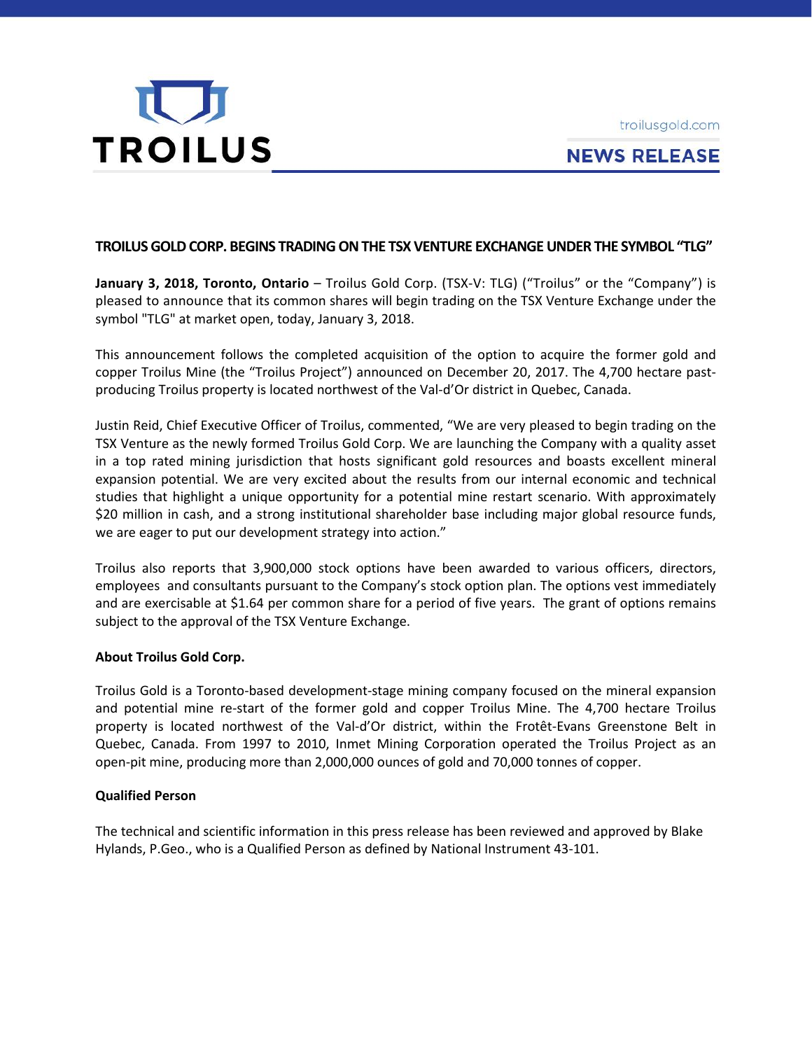TROILUS

troilusgold.com

**NEWS RELEASE**

## TROILUS GOLD CORP. BEGINS TRADING ON THE TSX VENTURE EXCHANGE UNDER THE SYMBOL "TLG"

**January 3, 2018, Toronto, Ontario** – Troilus Gold Corp. (TSX-V: TLG) ("Troilus" or the "Company") is pleased to announce that its common shares will begin trading on the TSX Venture Exchange under the symbol "TLG" at market open, today, January 3, 2018.

This announcement follows the completed acquisition of the option to acquire the former gold and copper Troilus Mine (the "Troilus Project") announced on December 20, 2017. The 4,700 hectare past-producing Troilus property is located northwest of the Val-d'Or district in Quebec, Canada.

Justin Reid, Chief Executive Officer of Troilus, commented, "We are very pleased to begin trading on the TSX Venture as the newly formed Troilus Gold Corp. We are launching the Company with a quality asset in a top rated mining jurisdiction that hosts significant gold resources and boasts excellent mineral expansion potential. We are very excited about the results from our internal economic and technical studies that highlight a unique opportunity for a potential mine restart scenario. With approximately $20 million in cash, and a strong institutional shareholder base including major global resource funds, we are eager to put our development strategy into action."

Troilus also reports that 3,900,000 stock options have been awarded to various officers, directors, employees and consultants pursuant to the Company's stock option plan. The options vest immediately and are exercisable at $1.64 per common share for a period of five years. The grant of options remains subject to the approval of the TSX Venture Exchange.

**About Troilus Gold Corp.**

Troilus Gold is a Toronto-based development-stage mining company focused on the mineral expansion and potential mine re-start of the former gold and copper Troilus Mine. The 4,700 hectare Troilus property is located northwest of the Val-d'Or district, within the Frotêt-Evans Greenstone Belt in Quebec, Canada. From 1997 to 2010, Inmet Mining Corporation operated the Troilus Project as an open-pit mine, producing more than 2,000,000 ounces of gold and 70,000 tonnes of copper.

**Qualified Person**

The technical and scientific information in this press release has been reviewed and approved by Blake Hylands, P.Geo., who is a Qualified Person as defined by National Instrument 43-101.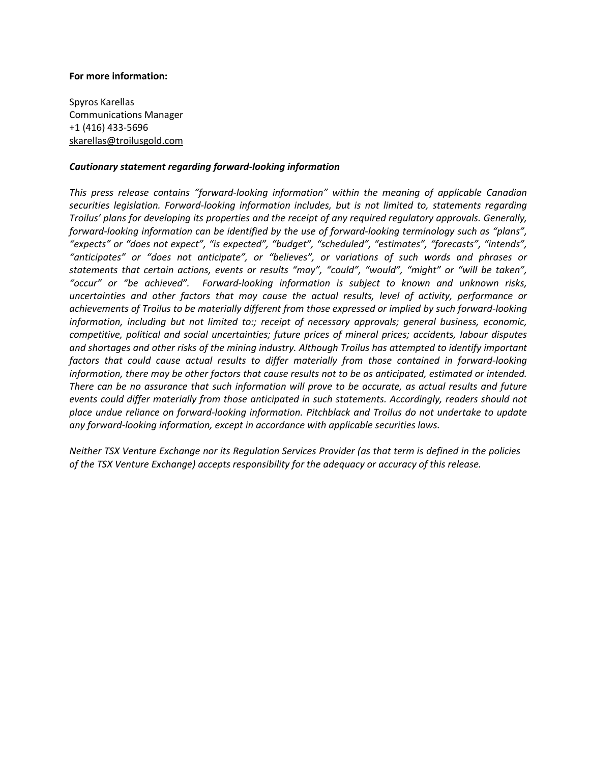**For more information:**

Spyros Karellas
Communications Manager
+1 (416) 433-5696
skarellas@troilusgold.com

***Cautionary statement regarding forward-looking information***

*This press release contains "forward-looking information" within the meaning of applicable Canadian securities legislation. Forward-looking information includes, but is not limited to, statements regarding Troilus' plans for developing its properties and the receipt of any required regulatory approvals. Generally, forward-looking information can be identified by the use of forward-looking terminology such as "plans", "expects" or "does not expect", "is expected", "budget", "scheduled", "estimates", "forecasts", "intends", "anticipates" or "does not anticipate", or "believes", or variations of such words and phrases or statements that certain actions, events or results "may", "could", "would", "might" or "will be taken", "occur" or "be achieved". Forward-looking information is subject to known and unknown risks, uncertainties and other factors that may cause the actual results, level of activity, performance or achievements of Troilus to be materially different from those expressed or implied by such forward-looking information, including but not limited to:; receipt of necessary approvals; general business, economic, competitive, political and social uncertainties; future prices of mineral prices; accidents, labour disputes and shortages and other risks of the mining industry. Although Troilus has attempted to identify important factors that could cause actual results to differ materially from those contained in forward-looking information, there may be other factors that cause results not to be as anticipated, estimated or intended. There can be no assurance that such information will prove to be accurate, as actual results and future events could differ materially from those anticipated in such statements. Accordingly, readers should not place undue reliance on forward-looking information. Pitchblack and Troilus do not undertake to update any forward-looking information, except in accordance with applicable securities laws.*

*Neither TSX Venture Exchange nor its Regulation Services Provider (as that term is defined in the policies of the TSX Venture Exchange) accepts responsibility for the adequacy or accuracy of this release.*